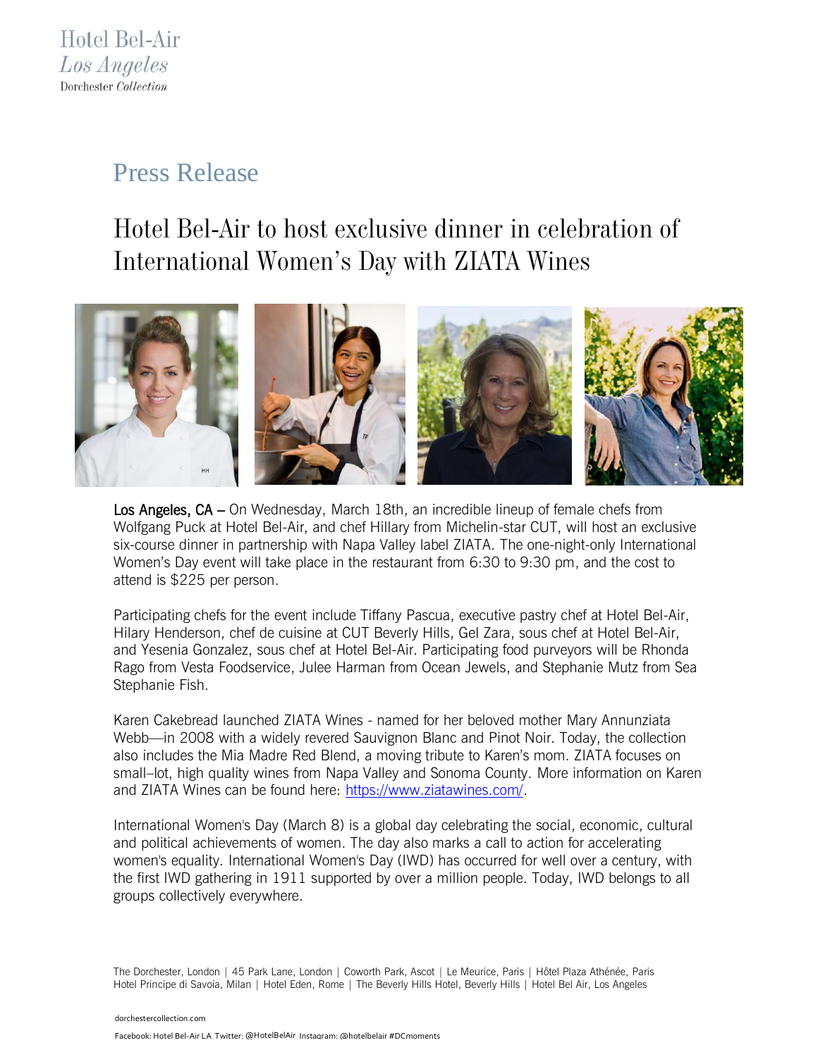Hotel Bel-Air
*Los Angeles*
Dorchester *Collection*

# Press Release

## Hotel Bel-Air to host exclusive dinner in celebration of International Women's Day with ZIATA Wines

**Los Angeles, CA –** On Wednesday, March 18th, an incredible lineup of female chefs from Wolfgang Puck at Hotel Bel-Air, and chef Hillary from Michelin-star CUT, will host an exclusive six-course dinner in partnership with Napa Valley label ZIATA. The one-night-only International Women's Day event will take place in the restaurant from 6:30 to 9:30 pm, and the cost to attend is $225 per person.

Participating chefs for the event include Tiffany Pascua, executive pastry chef at Hotel Bel-Air, Hilary Henderson, chef de cuisine at CUT Beverly Hills, Gel Zara, sous chef at Hotel Bel-Air, and Yesenia Gonzalez, sous chef at Hotel Bel-Air. Participating food purveyors will be Rhonda Rago from Vesta Foodservice, Julee Harman from Ocean Jewels, and Stephanie Mutz from Sea Stephanie Fish.

Karen Cakebread launched ZIATA Wines - named for her beloved mother Mary Annunziata Webb—in 2008 with a widely revered Sauvignon Blanc and Pinot Noir. Today, the collection also includes the Mia Madre Red Blend, a moving tribute to Karen's mom. ZIATA focuses on small–lot, high quality wines from Napa Valley and Sonoma County. More information on Karen and ZIATA Wines can be found here: https://www.ziatawines.com/.

International Women's Day (March 8) is a global day celebrating the social, economic, cultural and political achievements of women. The day also marks a call to action for accelerating women's equality. International Women's Day (IWD) has occurred for well over a century, with the first IWD gathering in 1911 supported by over a million people. Today, IWD belongs to all groups collectively everywhere.

The Dorchester, London | 45 Park Lane, London | Coworth Park, Ascot | Le Meurice, Paris | Hôtel Plaza Athénée, Paris
Hotel Principe di Savoia, Milan | Hotel Eden, Rome | The Beverly Hills Hotel, Beverly Hills | Hotel Bel Air, Los Angeles

dorchestercollection.com

Facebook: Hotel Bel-Air LA Twitter: @HotelBelAir Instagram: @hotelbelair #DCmoments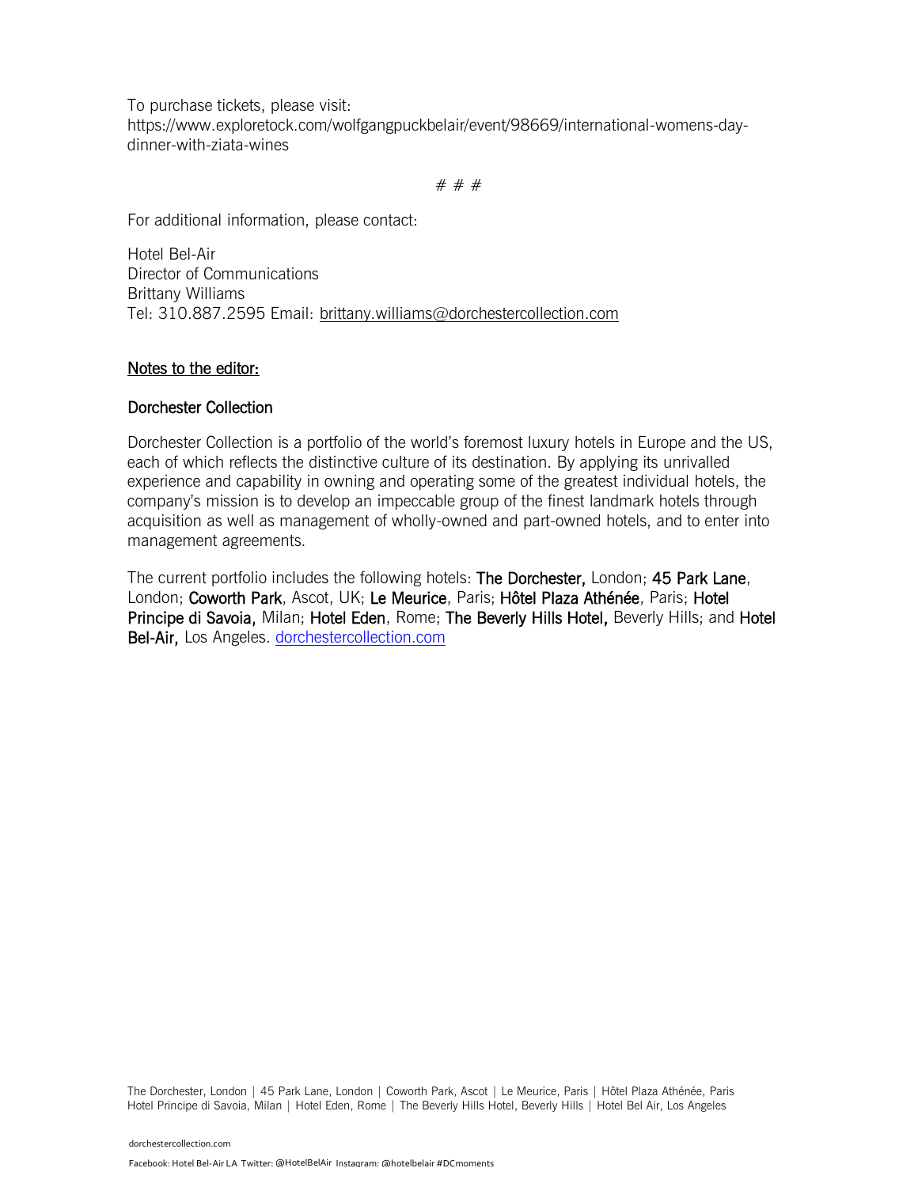To purchase tickets, please visit: https://www.exploretock.com/wolfgangpuckbelair/event/98669/international-womens-day-dinner-with-ziata-wines

# # #

For additional information, please contact:

Hotel Bel-Air
Director of Communications
Brittany Williams
Tel: 310.887.2595 Email: brittany.williams@dorchestercollection.com

**Notes to the editor:**

**Dorchester Collection**

Dorchester Collection is a portfolio of the world's foremost luxury hotels in Europe and the US, each of which reflects the distinctive culture of its destination. By applying its unrivalled experience and capability in owning and operating some of the greatest individual hotels, the company's mission is to develop an impeccable group of the finest landmark hotels through acquisition as well as management of wholly-owned and part-owned hotels, and to enter into management agreements.

The current portfolio includes the following hotels: **The Dorchester,** London; **45 Park Lane**, London; **Coworth Park**, Ascot, UK; **Le Meurice**, Paris; **Hôtel Plaza Athénée**, Paris; **Hotel Principe di Savoia,** Milan; **Hotel Eden**, Rome; **The Beverly Hills Hotel,** Beverly Hills; and **Hotel Bel-Air,** Los Angeles. dorchestercollection.com